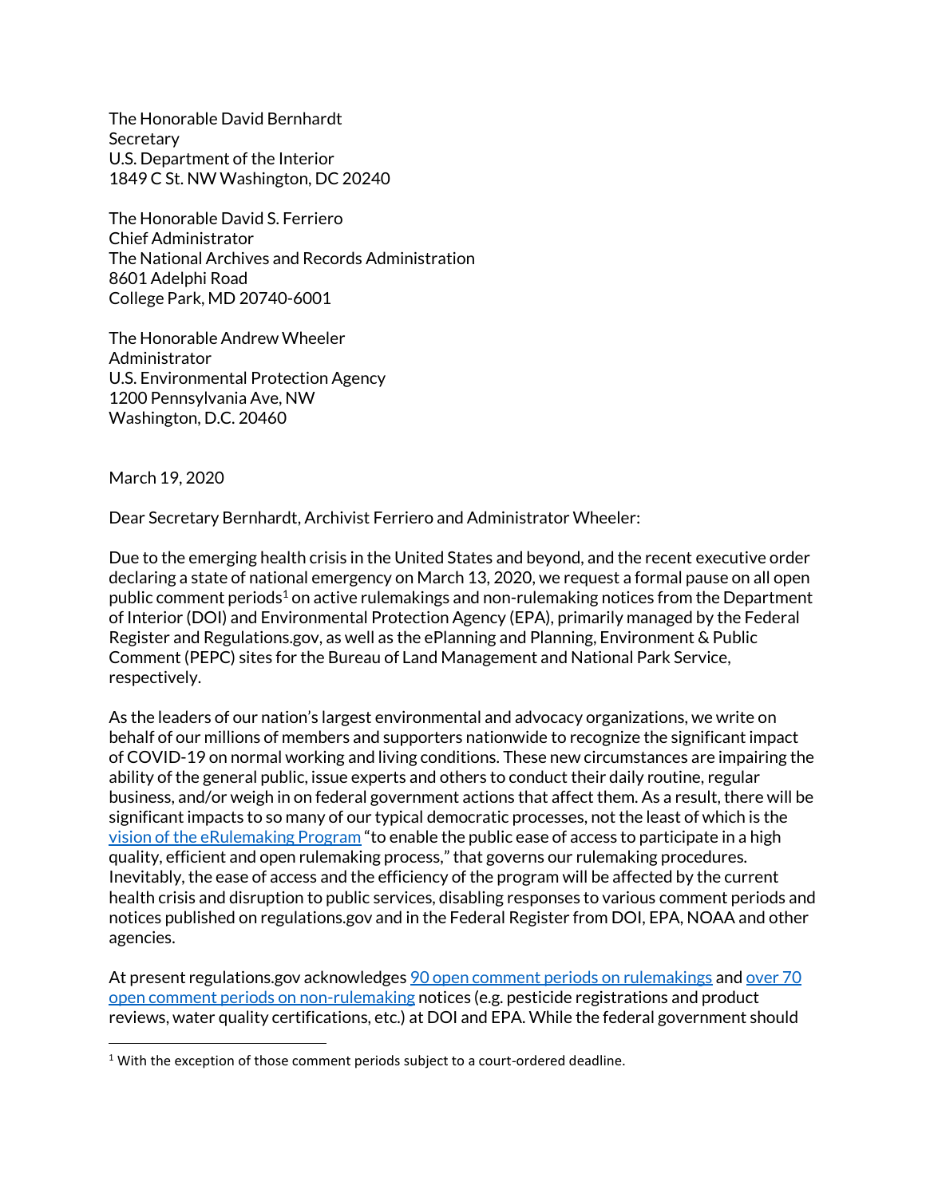The Honorable David Bernhardt
Secretary
U.S. Department of the Interior
1849 C St. NW Washington, DC 20240

The Honorable David S. Ferriero
Chief Administrator
The National Archives and Records Administration
8601 Adelphi Road
College Park, MD 20740-6001

The Honorable Andrew Wheeler
Administrator
U.S. Environmental Protection Agency
1200 Pennsylvania Ave, NW
Washington, D.C. 20460

March 19, 2020

Dear Secretary Bernhardt, Archivist Ferriero and Administrator Wheeler:

Due to the emerging health crisis in the United States and beyond, and the recent executive order declaring a state of national emergency on March 13, 2020, we request a formal pause on all open public comment periods[1] on active rulemakings and non-rulemaking notices from the Department of Interior (DOI) and Environmental Protection Agency (EPA), primarily managed by the Federal Register and Regulations.gov, as well as the ePlanning and Planning, Environment & Public Comment (PEPC) sites for the Bureau of Land Management and National Park Service, respectively.

As the leaders of our nation's largest environmental and advocacy organizations, we write on behalf of our millions of members and supporters nationwide to recognize the significant impact of COVID-19 on normal working and living conditions. These new circumstances are impairing the ability of the general public, issue experts and others to conduct their daily routine, regular business, and/or weigh in on federal government actions that affect them. As a result, there will be significant impacts to so many of our typical democratic processes, not the least of which is the vision of the eRulemaking Program "to enable the public ease of access to participate in a high quality, efficient and open rulemaking process," that governs our rulemaking procedures. Inevitably, the ease of access and the efficiency of the program will be affected by the current health crisis and disruption to public services, disabling responses to various comment periods and notices published on regulations.gov and in the Federal Register from DOI, EPA, NOAA and other agencies.

At present regulations.gov acknowledges 90 open comment periods on rulemakings and over 70 open comment periods on non-rulemaking notices (e.g. pesticide registrations and product reviews, water quality certifications, etc.) at DOI and EPA. While the federal government should

[1] With the exception of those comment periods subject to a court-ordered deadline.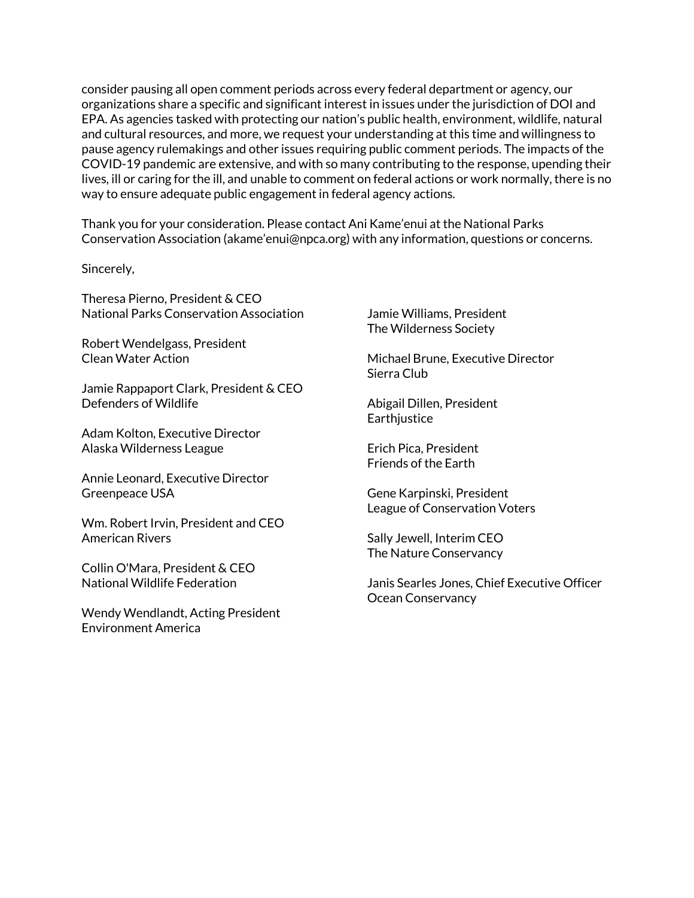consider pausing all open comment periods across every federal department or agency, our organizations share a specific and significant interest in issues under the jurisdiction of DOI and EPA. As agencies tasked with protecting our nation's public health, environment, wildlife, natural and cultural resources, and more, we request your understanding at this time and willingness to pause agency rulemakings and other issues requiring public comment periods. The impacts of the COVID-19 pandemic are extensive, and with so many contributing to the response, upending their lives, ill or caring for the ill, and unable to comment on federal actions or work normally, there is no way to ensure adequate public engagement in federal agency actions.

Thank you for your consideration. Please contact Ani Kame'enui at the National Parks Conservation Association (akame'enui@npca.org) with any information, questions or concerns.

Sincerely,

Theresa Pierno, President & CEO
National Parks Conservation Association

Robert Wendelgass, President
Clean Water Action

Jamie Rappaport Clark, President & CEO
Defenders of Wildlife

Adam Kolton, Executive Director
Alaska Wilderness League

Annie Leonard, Executive Director
Greenpeace USA

Wm. Robert Irvin, President and CEO
American Rivers

Collin O'Mara, President & CEO
National Wildlife Federation

Wendy Wendlandt, Acting President
Environment America

Jamie Williams, President
The Wilderness Society

Michael Brune, Executive Director
Sierra Club

Abigail Dillen, President
Earthjustice

Erich Pica, President
Friends of the Earth

Gene Karpinski, President
League of Conservation Voters

Sally Jewell, Interim CEO
The Nature Conservancy

Janis Searles Jones, Chief Executive Officer
Ocean Conservancy